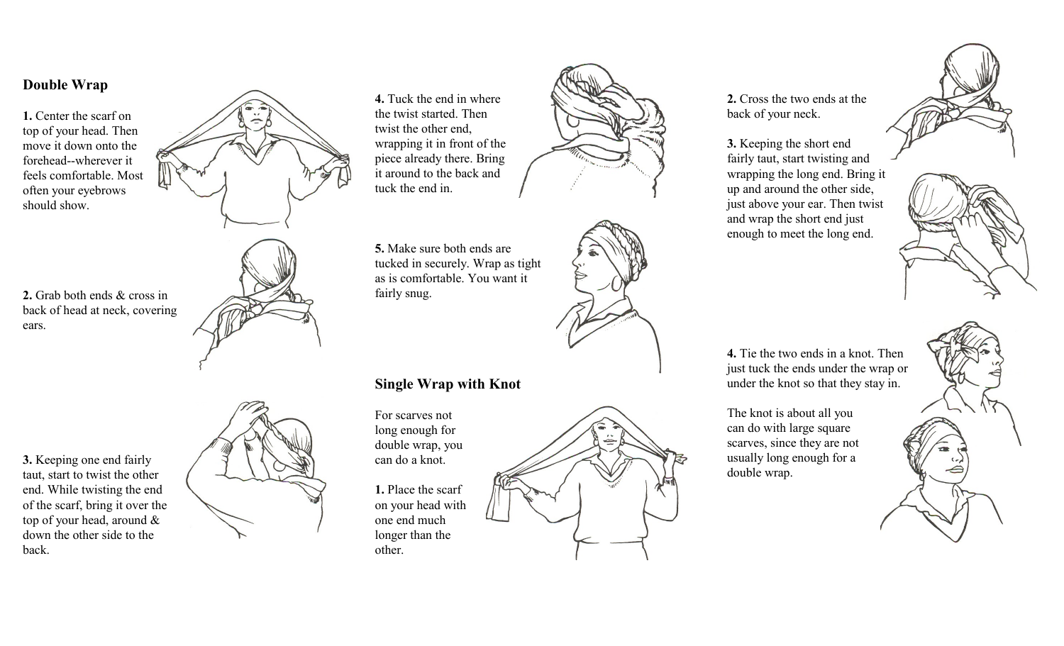## Double Wrap

**1.** Center the scarf on top of your head. Then move it down onto the forehead--wherever it feels comfortable. Most often your eyebrows should show.

**2.** Grab both ends & cross in back of head at neck, covering ears.

**3.** Keeping one end fairly taut, start to twist the other end. While twisting the end of the scarf, bring it over the top of your head, around & down the other side to the back.

**4.** Tuck the end in where the twist started. Then twist the other end, wrapping it in front of the piece already there. Bring it around to the back and tuck the end in.

**5.** Make sure both ends are tucked in securely. Wrap as tight as is comfortable. You want it fairly snug.

## Single Wrap with Knot

For scarves not long enough for double wrap, you can do a knot.

**1.** Place the scarf on your head with one end much longer than the other.

**2.** Cross the two ends at the back of your neck.

**3.** Keeping the short end fairly taut, start twisting and wrapping the long end. Bring it up and around the other side, just above your ear. Then twist and wrap the short end just enough to meet the long end.

**4.** Tie the two ends in a knot. Then just tuck the ends under the wrap or under the knot so that they stay in.

The knot is about all you can do with large square scarves, since they are not usually long enough for a double wrap.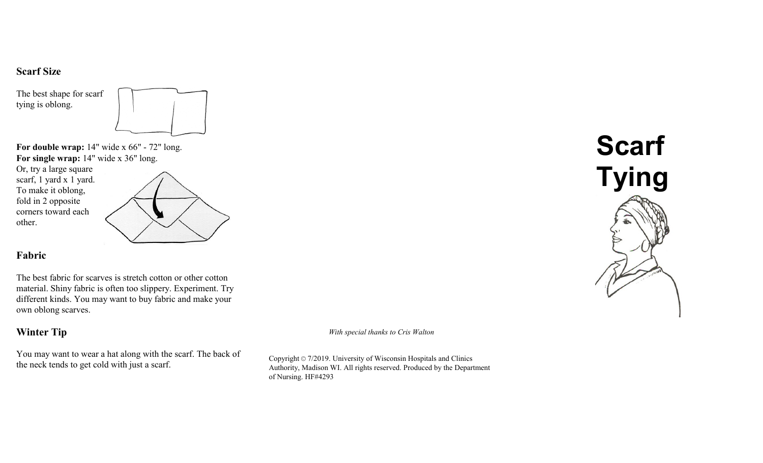## Scarf Size

The best shape for scarf tying is oblong.

**For double wrap:** 14" wide x 66" - 72" long.
**For single wrap:** 14" wide x 36" long.

Or, try a large square scarf, 1 yard x 1 yard. To make it oblong, fold in 2 opposite corners toward each other.

## Fabric

The best fabric for scarves is stretch cotton or other cotton material. Shiny fabric is often too slippery. Experiment. Try different kinds. You may want to buy fabric and make your own oblong scarves.

## Winter Tip

You may want to wear a hat along with the scarf. The back of the neck tends to get cold with just a scarf.

*With special thanks to Cris Walton*

Copyright © 7/2019. University of Wisconsin Hospitals and Clinics Authority, Madison WI. All rights reserved. Produced by the Department of Nursing. HF#4293

# Scarf Tying